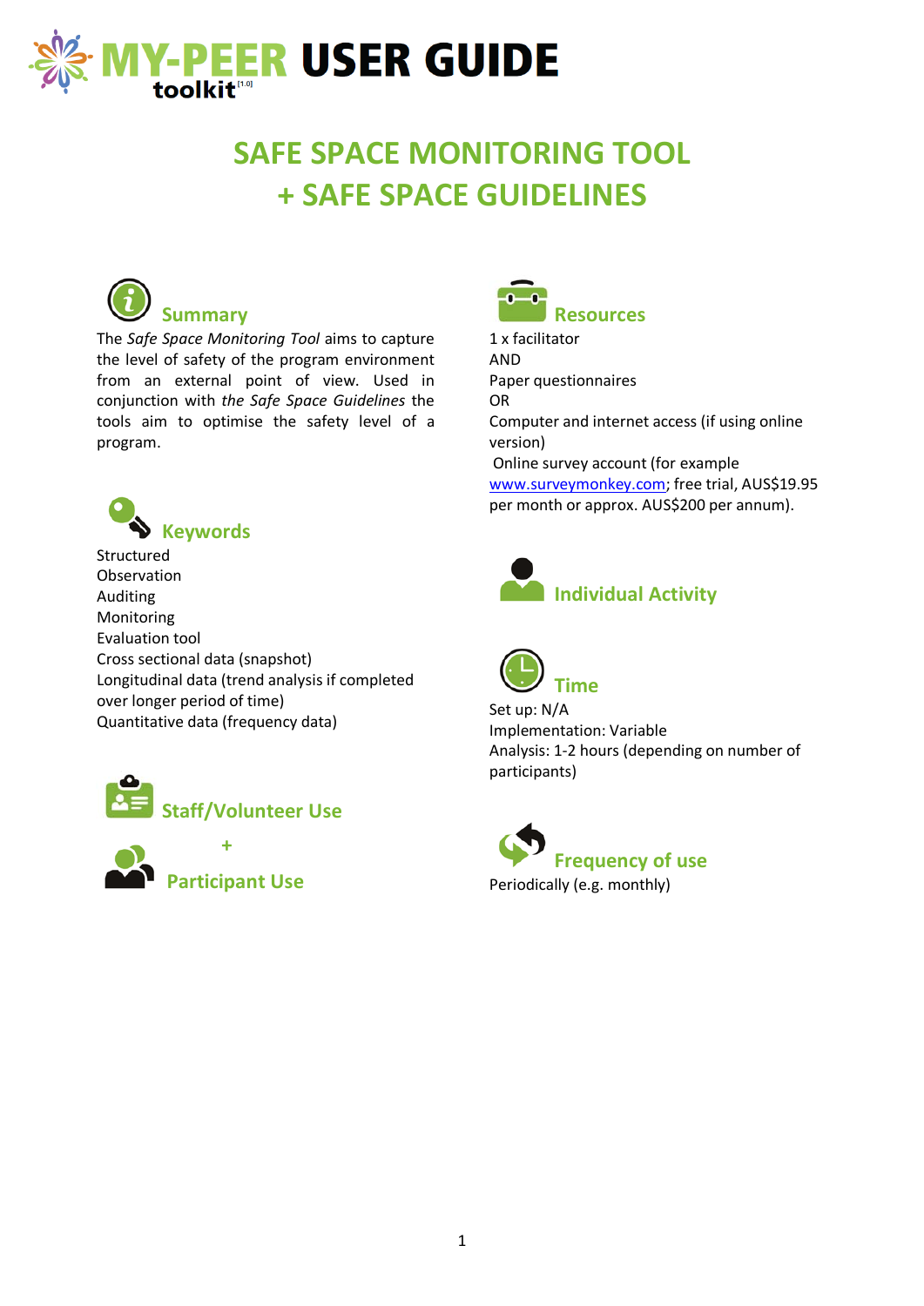# MY-PEER toolkit[1.0] USER GUIDE

# SAFE SPACE MONITORING TOOL + SAFE SPACE GUIDELINES

## Summary

The *Safe Space Monitoring Tool* aims to capture the level of safety of the program environment from an external point of view. Used in conjunction with *the Safe Space Guidelines* the tools aim to optimise the safety level of a program.

## Keywords

Structured
Observation
Auditing
Monitoring
Evaluation tool
Cross sectional data (snapshot)
Longitudinal data (trend analysis if completed over longer period of time)
Quantitative data (frequency data)

## Staff/Volunteer Use

+

## Participant Use

## Resources

1 x facilitator
AND
Paper questionnaires
OR
Computer and internet access (if using online version)
Online survey account (for example www.surveymonkey.com; free trial, AUS$19.95 per month or approx. AUS$200 per annum).

## Individual Activity

## Time

Set up: N/A
Implementation: Variable
Analysis: 1-2 hours (depending on number of participants)

## Frequency of use

Periodically (e.g. monthly)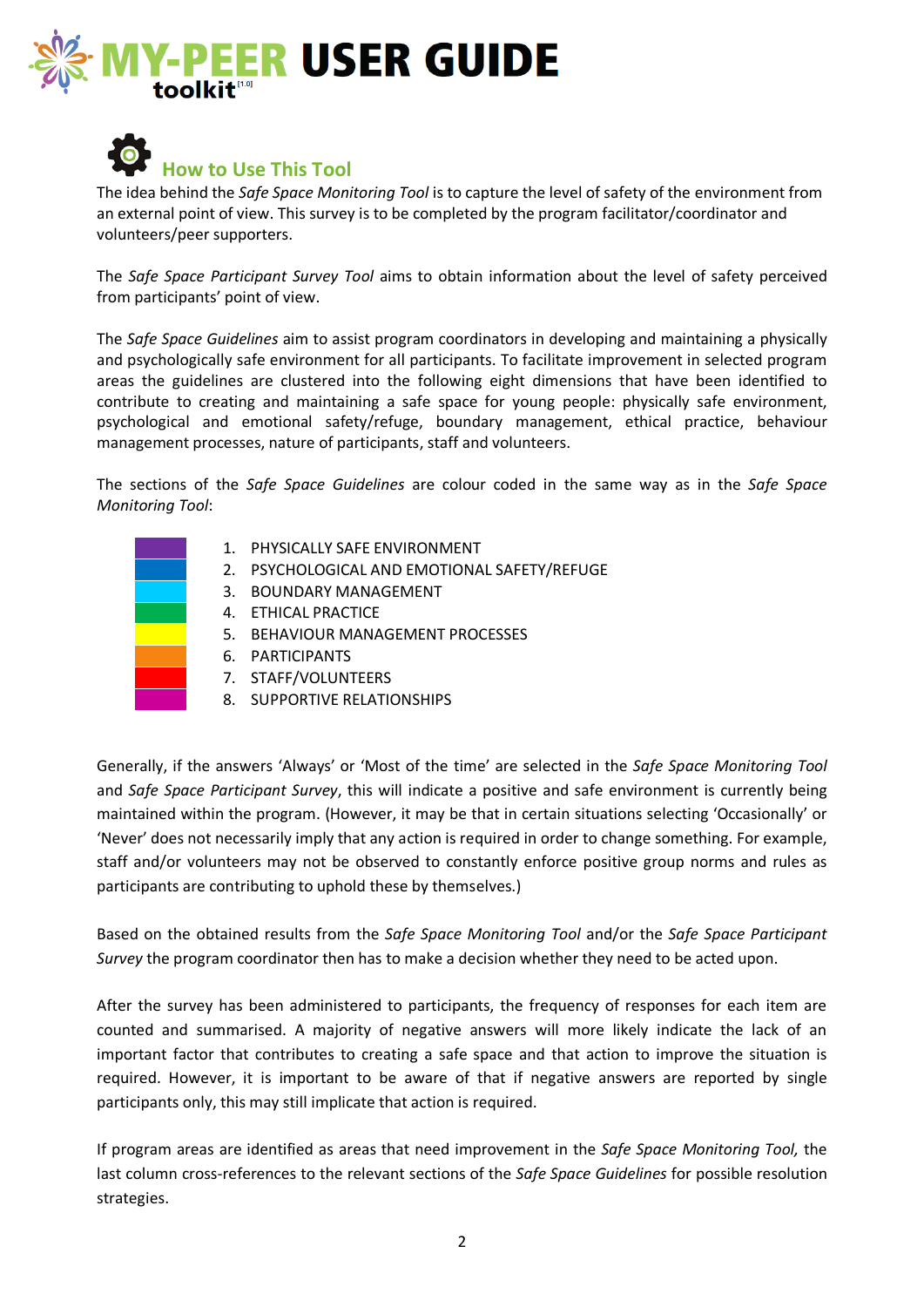# MY-PEER toolkit[1.0] USER GUIDE

## How to Use This Tool

The idea behind the *Safe Space Monitoring Tool* is to capture the level of safety of the environment from an external point of view. This survey is to be completed by the program facilitator/coordinator and volunteers/peer supporters.

The *Safe Space Participant Survey Tool* aims to obtain information about the level of safety perceived from participants' point of view.

The *Safe Space Guidelines* aim to assist program coordinators in developing and maintaining a physically and psychologically safe environment for all participants. To facilitate improvement in selected program areas the guidelines are clustered into the following eight dimensions that have been identified to contribute to creating and maintaining a safe space for young people: physically safe environment, psychological and emotional safety/refuge, boundary management, ethical practice, behaviour management processes, nature of participants, staff and volunteers.

The sections of the *Safe Space Guidelines* are colour coded in the same way as in the *Safe Space Monitoring Tool*:

1. PHYSICALLY SAFE ENVIRONMENT
2. PSYCHOLOGICAL AND EMOTIONAL SAFETY/REFUGE
3. BOUNDARY MANAGEMENT
4. ETHICAL PRACTICE
5. BEHAVIOUR MANAGEMENT PROCESSES
6. PARTICIPANTS
7. STAFF/VOLUNTEERS
8. SUPPORTIVE RELATIONSHIPS

Generally, if the answers 'Always' or 'Most of the time' are selected in the *Safe Space Monitoring Tool* and *Safe Space Participant Survey*, this will indicate a positive and safe environment is currently being maintained within the program. (However, it may be that in certain situations selecting 'Occasionally' or 'Never' does not necessarily imply that any action is required in order to change something. For example, staff and/or volunteers may not be observed to constantly enforce positive group norms and rules as participants are contributing to uphold these by themselves.)

Based on the obtained results from the *Safe Space Monitoring Tool* and/or the *Safe Space Participant Survey* the program coordinator then has to make a decision whether they need to be acted upon.

After the survey has been administered to participants, the frequency of responses for each item are counted and summarised. A majority of negative answers will more likely indicate the lack of an important factor that contributes to creating a safe space and that action to improve the situation is required. However, it is important to be aware of that if negative answers are reported by single participants only, this may still implicate that action is required.

If program areas are identified as areas that need improvement in the *Safe Space Monitoring Tool,* the last column cross-references to the relevant sections of the *Safe Space Guidelines* for possible resolution strategies.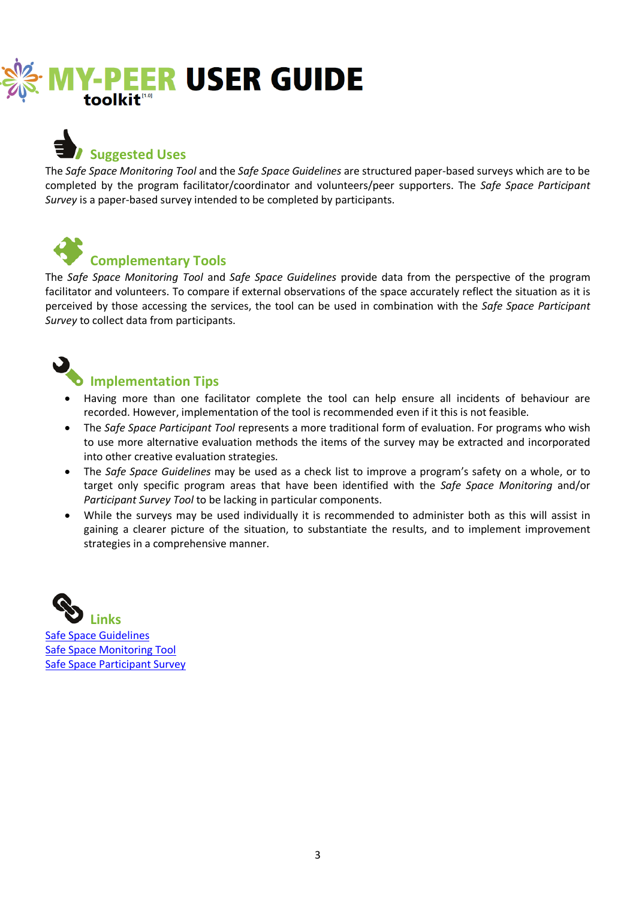# MY-PEER USER GUIDE

toolkit[1.0]

## Suggested Uses

The *Safe Space Monitoring Tool* and the *Safe Space Guidelines* are structured paper-based surveys which are to be completed by the program facilitator/coordinator and volunteers/peer supporters. The *Safe Space Participant Survey* is a paper-based survey intended to be completed by participants.

## Complementary Tools

The *Safe Space Monitoring Tool* and *Safe Space Guidelines* provide data from the perspective of the program facilitator and volunteers. To compare if external observations of the space accurately reflect the situation as it is perceived by those accessing the services, the tool can be used in combination with the *Safe Space Participant Survey* to collect data from participants.

## Implementation Tips

- Having more than one facilitator complete the tool can help ensure all incidents of behaviour are recorded. However, implementation of the tool is recommended even if it this is not feasible.
- The *Safe Space Participant Tool* represents a more traditional form of evaluation. For programs who wish to use more alternative evaluation methods the items of the survey may be extracted and incorporated into other creative evaluation strategies.
- The *Safe Space Guidelines* may be used as a check list to improve a program's safety on a whole, or to target only specific program areas that have been identified with the *Safe Space Monitoring* and/or *Participant Survey Tool* to be lacking in particular components.
- While the surveys may be used individually it is recommended to administer both as this will assist in gaining a clearer picture of the situation, to substantiate the results, and to implement improvement strategies in a comprehensive manner.

## Links

Safe Space Guidelines
Safe Space Monitoring Tool
Safe Space Participant Survey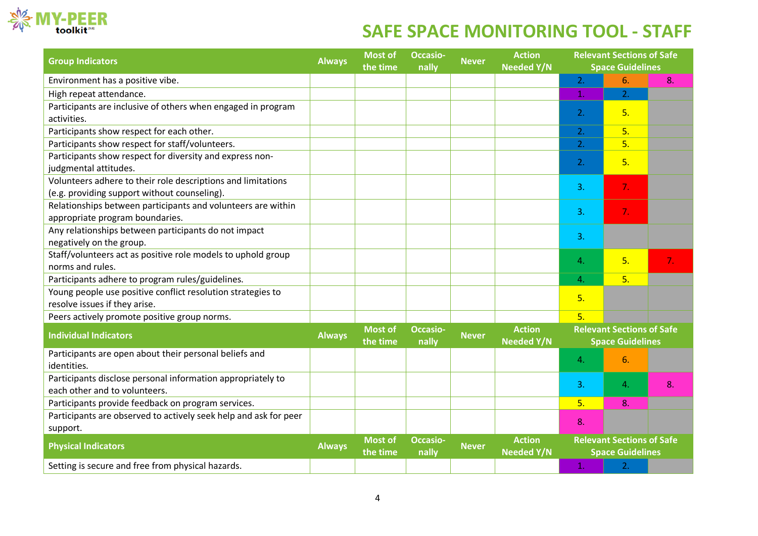# SAFE SPACE MONITORING TOOL - STAFF

| Group Indicators | Always | Most of the time | Occasio-nally | Never | Action Needed Y/N | Relevant Sections of Safe Space Guidelines | | |
|---|---|---|---|---|---|---|---|---|
| Environment has a positive vibe. | | | | | | 2. | 6. | 8. |
| High repeat attendance. | | | | | | 1. | 2. | |
| Participants are inclusive of others when engaged in program activities. | | | | | | 2. | 5. | |
| Participants show respect for each other. | | | | | | 2. | 5. | |
| Participants show respect for staff/volunteers. | | | | | | 2. | 5. | |
| Participants show respect for diversity and express non-judgmental attitudes. | | | | | | 2. | 5. | |
| Volunteers adhere to their role descriptions and limitations (e.g. providing support without counseling). | | | | | | 3. | 7. | |
| Relationships between participants and volunteers are within appropriate program boundaries. | | | | | | 3. | 7. | |
| Any relationships between participants do not impact negatively on the group. | | | | | | 3. | | |
| Staff/volunteers act as positive role models to uphold group norms and rules. | | | | | | 4. | 5. | 7. |
| Participants adhere to program rules/guidelines. | | | | | | 4. | 5. | |
| Young people use positive conflict resolution strategies to resolve issues if they arise. | | | | | | 5. | | |
| Peers actively promote positive group norms. | | | | | | 5. | | |
| **Individual Indicators** | **Always** | **Most of the time** | **Occasio-nally** | **Never** | **Action Needed Y/N** | **Relevant Sections of Safe Space Guidelines** | | |
| Participants are open about their personal beliefs and identities. | | | | | | 4. | 6. | |
| Participants disclose personal information appropriately to each other and to volunteers. | | | | | | 3. | 4. | 8. |
| Participants provide feedback on program services. | | | | | | 5. | 8. | |
| Participants are observed to actively seek help and ask for peer support. | | | | | | 8. | | |
| **Physical Indicators** | **Always** | **Most of the time** | **Occasio-nally** | **Never** | **Action Needed Y/N** | **Relevant Sections of Safe Space Guidelines** | | |
| Setting is secure and free from physical hazards. | | | | | | 1. | 2. | |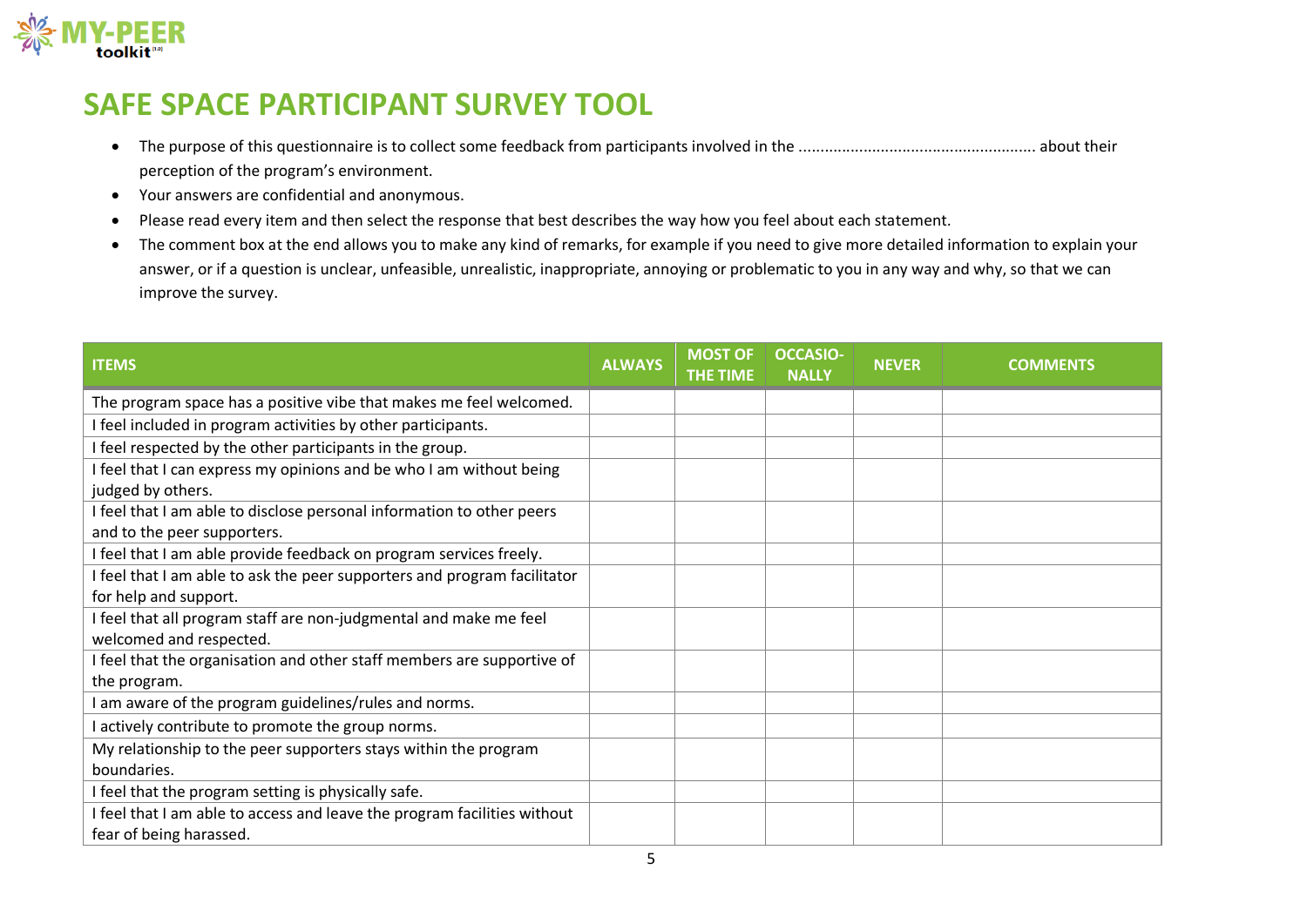# SAFE SPACE PARTICIPANT SURVEY TOOL

- The purpose of this questionnaire is to collect some feedback from participants involved in the ...................................................... about their perception of the program's environment.
- Your answers are confidential and anonymous.
- Please read every item and then select the response that best describes the way how you feel about each statement.
- The comment box at the end allows you to make any kind of remarks, for example if you need to give more detailed information to explain your answer, or if a question is unclear, unfeasible, unrealistic, inappropriate, annoying or problematic to you in any way and why, so that we can improve the survey.

| ITEMS | ALWAYS | MOST OF THE TIME | OCCASIO-NALLY | NEVER | COMMENTS |
|---|---|---|---|---|---|
| The program space has a positive vibe that makes me feel welcomed. | | | | | |
| I feel included in program activities by other participants. | | | | | |
| I feel respected by the other participants in the group. | | | | | |
| I feel that I can express my opinions and be who I am without being judged by others. | | | | | |
| I feel that I am able to disclose personal information to other peers and to the peer supporters. | | | | | |
| I feel that I am able provide feedback on program services freely. | | | | | |
| I feel that I am able to ask the peer supporters and program facilitator for help and support. | | | | | |
| I feel that all program staff are non-judgmental and make me feel welcomed and respected. | | | | | |
| I feel that the organisation and other staff members are supportive of the program. | | | | | |
| I am aware of the program guidelines/rules and norms. | | | | | |
| I actively contribute to promote the group norms. | | | | | |
| My relationship to the peer supporters stays within the program boundaries. | | | | | |
| I feel that the program setting is physically safe. | | | | | |
| I feel that I am able to access and leave the program facilities without fear of being harassed. | | | | | |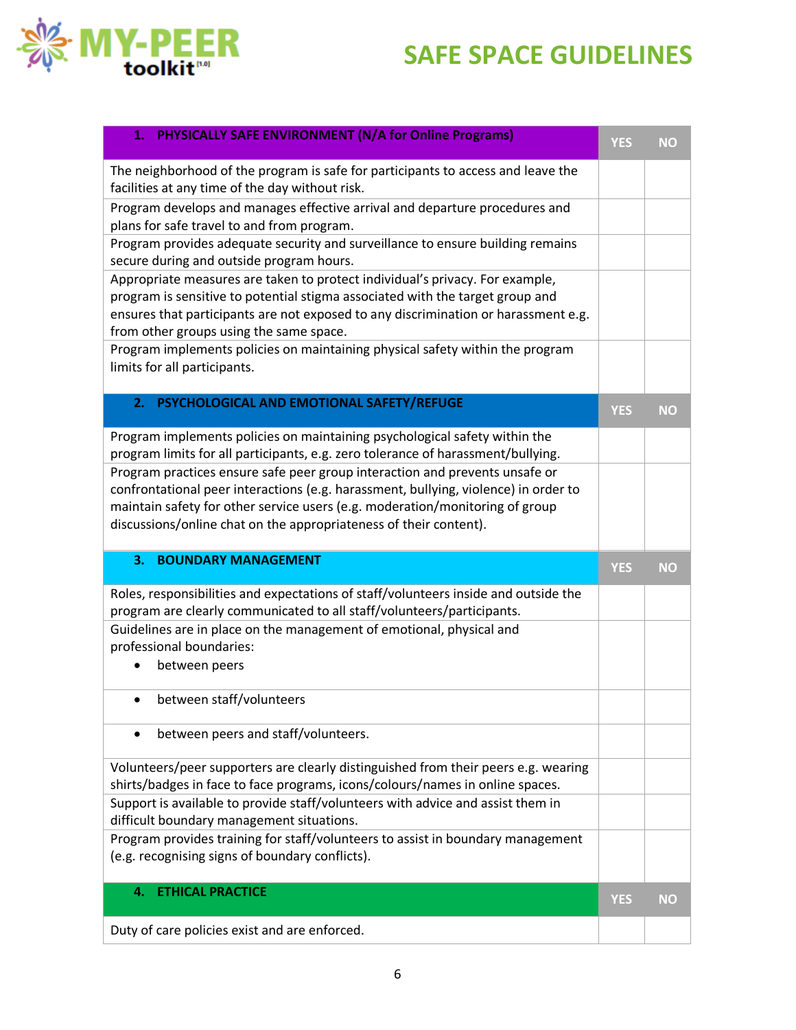# SAFE SPACE GUIDELINES

| 1. PHYSICALLY SAFE ENVIRONMENT (N/A for Online Programs) | YES | NO |
|---|---|---|
| The neighborhood of the program is safe for participants to access and leave the facilities at any time of the day without risk. | | |
| Program develops and manages effective arrival and departure procedures and plans for safe travel to and from program. | | |
| Program provides adequate security and surveillance to ensure building remains secure during and outside program hours. | | |
| Appropriate measures are taken to protect individual's privacy. For example, program is sensitive to potential stigma associated with the target group and ensures that participants are not exposed to any discrimination or harassment e.g. from other groups using the same space. | | |
| Program implements policies on maintaining physical safety within the program limits for all participants. | | |

| 2. PSYCHOLOGICAL AND EMOTIONAL SAFETY/REFUGE | YES | NO |
|---|---|---|
| Program implements policies on maintaining psychological safety within the program limits for all participants, e.g. zero tolerance of harassment/bullying. | | |
| Program practices ensure safe peer group interaction and prevents unsafe or confrontational peer interactions (e.g. harassment, bullying, violence) in order to maintain safety for other service users (e.g. moderation/monitoring of group discussions/online chat on the appropriateness of their content). | | |

| 3. BOUNDARY MANAGEMENT | YES | NO |
|---|---|---|
| Roles, responsibilities and expectations of staff/volunteers inside and outside the program are clearly communicated to all staff/volunteers/participants. | | |
| Guidelines are in place on the management of emotional, physical and professional boundaries:<br>• between peers | | |
| • between staff/volunteers | | |
| • between peers and staff/volunteers. | | |
| Volunteers/peer supporters are clearly distinguished from their peers e.g. wearing shirts/badges in face to face programs, icons/colours/names in online spaces. | | |
| Support is available to provide staff/volunteers with advice and assist them in difficult boundary management situations. | | |
| Program provides training for staff/volunteers to assist in boundary management (e.g. recognising signs of boundary conflicts). | | |

| 4. ETHICAL PRACTICE | YES | NO |
|---|---|---|
| Duty of care policies exist and are enforced. | | |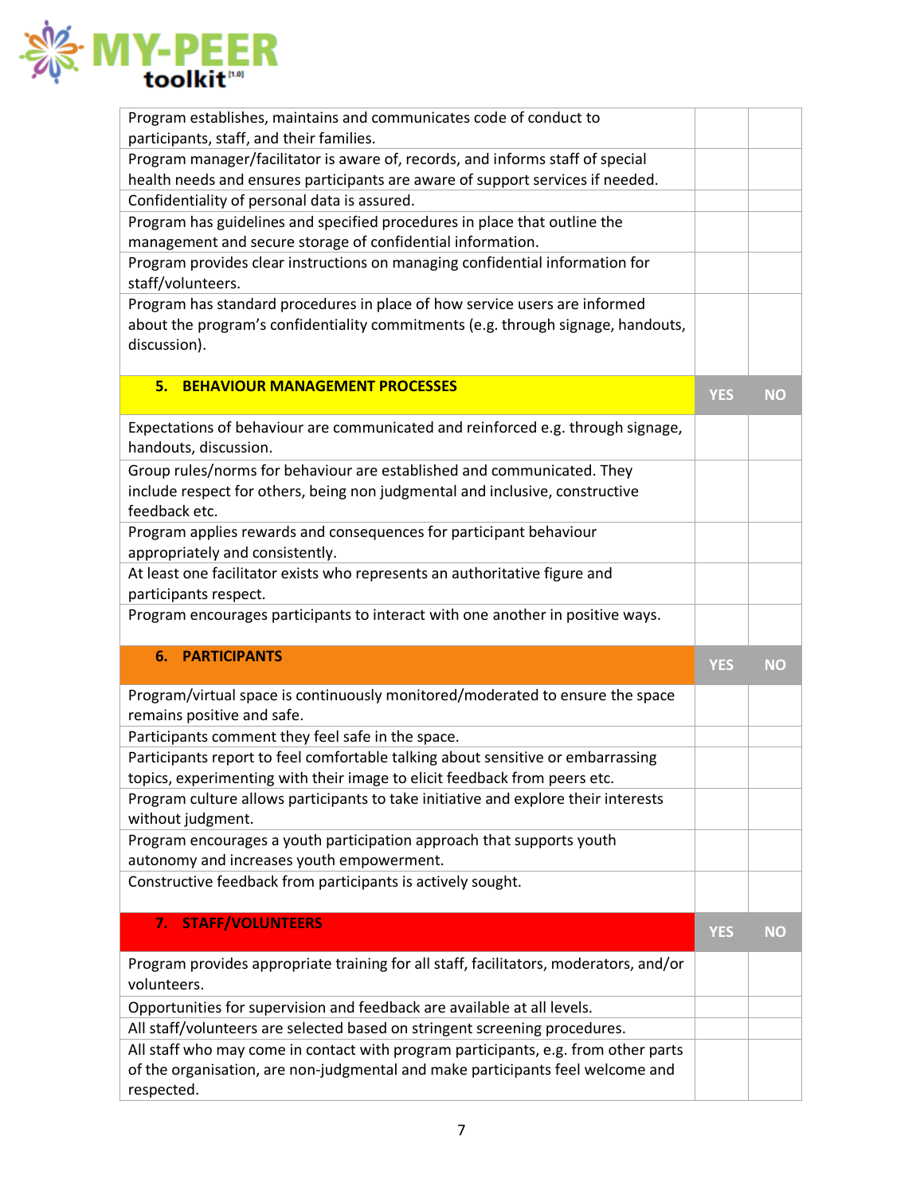| | | |
|---|---|---|
| Program establishes, maintains and communicates code of conduct to participants, staff, and their families. | | |
| Program manager/facilitator is aware of, records, and informs staff of special health needs and ensures participants are aware of support services if needed. | | |
| Confidentiality of personal data is assured. | | |
| Program has guidelines and specified procedures in place that outline the management and secure storage of confidential information. | | |
| Program provides clear instructions on managing confidential information for staff/volunteers. | | |
| Program has standard procedures in place of how service users are informed about the program's confidentiality commitments (e.g. through signage, handouts, discussion). | | |

| 5. BEHAVIOUR MANAGEMENT PROCESSES | YES | NO |
|---|---|---|
| Expectations of behaviour are communicated and reinforced e.g. through signage, handouts, discussion. | | |
| Group rules/norms for behaviour are established and communicated. They include respect for others, being non judgmental and inclusive, constructive feedback etc. | | |
| Program applies rewards and consequences for participant behaviour appropriately and consistently. | | |
| At least one facilitator exists who represents an authoritative figure and participants respect. | | |
| Program encourages participants to interact with one another in positive ways. | | |

| 6. PARTICIPANTS | YES | NO |
|---|---|---|
| Program/virtual space is continuously monitored/moderated to ensure the space remains positive and safe. | | |
| Participants comment they feel safe in the space. | | |
| Participants report to feel comfortable talking about sensitive or embarrassing topics, experimenting with their image to elicit feedback from peers etc. | | |
| Program culture allows participants to take initiative and explore their interests without judgment. | | |
| Program encourages a youth participation approach that supports youth autonomy and increases youth empowerment. | | |
| Constructive feedback from participants is actively sought. | | |

| 7. STAFF/VOLUNTEERS | YES | NO |
|---|---|---|
| Program provides appropriate training for all staff, facilitators, moderators, and/or volunteers. | | |
| Opportunities for supervision and feedback are available at all levels. | | |
| All staff/volunteers are selected based on stringent screening procedures. | | |
| All staff who may come in contact with program participants, e.g. from other parts of the organisation, are non-judgmental and make participants feel welcome and respected. | | |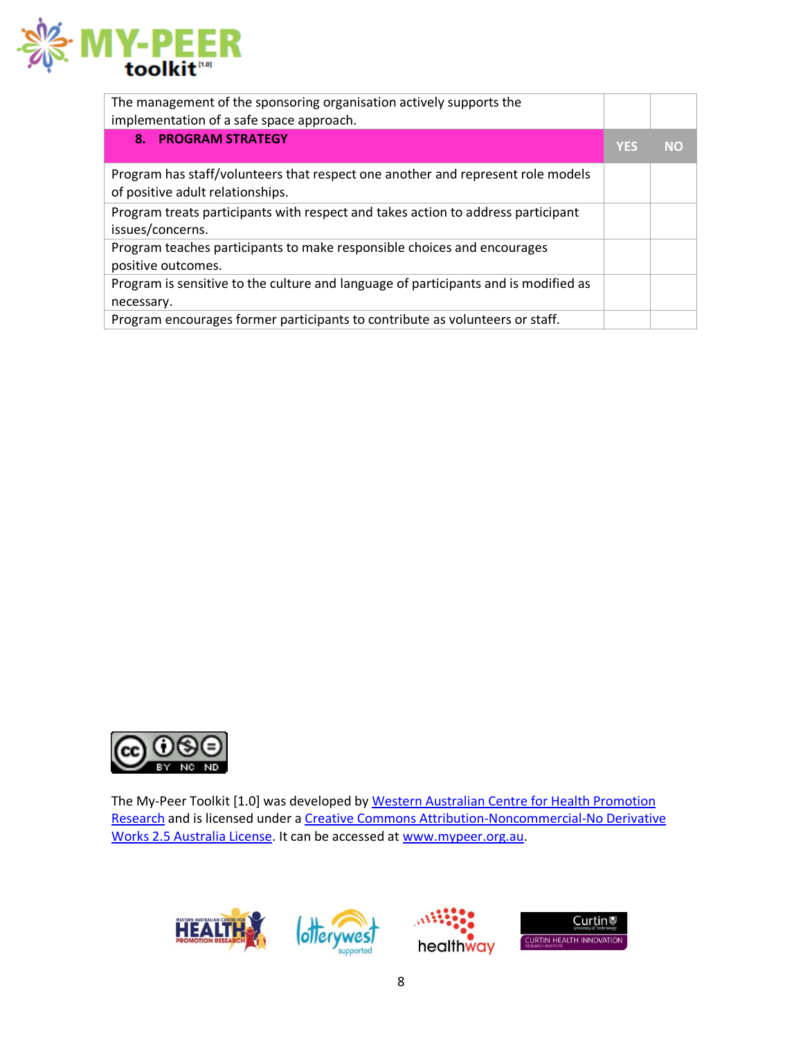| | | |
|---|---|---|
| The management of the sponsoring organisation actively supports the implementation of a safe space approach. | | |
| **8. PROGRAM STRATEGY** | **YES** | **NO** |
| Program has staff/volunteers that respect one another and represent role models of positive adult relationships. | | |
| Program treats participants with respect and takes action to address participant issues/concerns. | | |
| Program teaches participants to make responsible choices and encourages positive outcomes. | | |
| Program is sensitive to the culture and language of participants and is modified as necessary. | | |
| Program encourages former participants to contribute as volunteers or staff. | | |

The My-Peer Toolkit [1.0] was developed by Western Australian Centre for Health Promotion Research and is licensed under a Creative Commons Attribution-Noncommercial-No Derivative Works 2.5 Australia License. It can be accessed at www.mypeer.org.au.